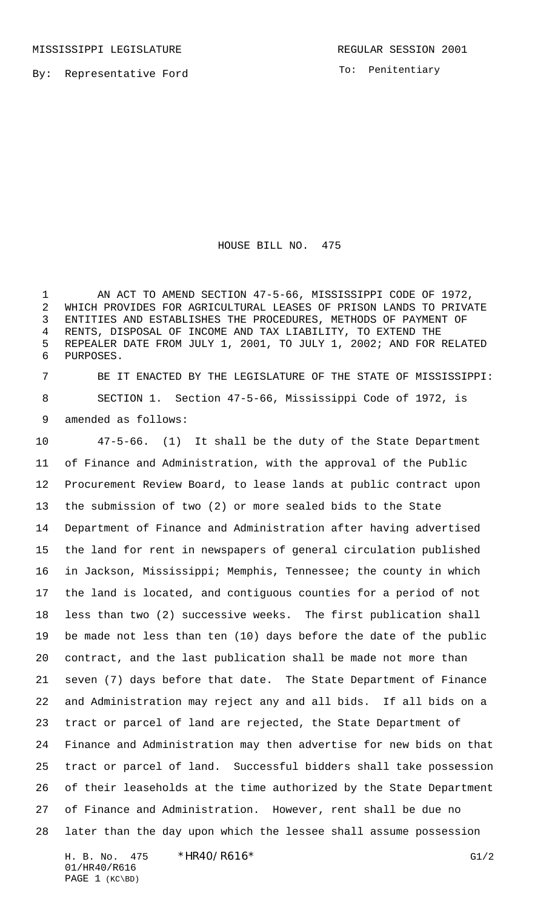MISSISSIPPI LEGISLATURE

REGULAR SESSION 2001

By: Representative Ford

To: Penitentiary

# HOUSE BILL NO. 475

AN ACT TO AMEND SECTION 47-5-66, MISSISSIPPI CODE OF 1972, WHICH PROVIDES FOR AGRICULTURAL LEASES OF PRISON LANDS TO PRIVATE ENTITIES AND ESTABLISHES THE PROCEDURES, METHODS OF PAYMENT OF RENTS, DISPOSAL OF INCOME AND TAX LIABILITY, TO EXTEND THE REPEALER DATE FROM JULY 1, 2001, TO JULY 1, 2002; AND FOR RELATED PURPOSES.

BE IT ENACTED BY THE LEGISLATURE OF THE STATE OF MISSISSIPPI:

SECTION 1. Section 47-5-66, Mississippi Code of 1972, is amended as follows:

47-5-66. (1) It shall be the duty of the State Department of Finance and Administration, with the approval of the Public Procurement Review Board, to lease lands at public contract upon the submission of two (2) or more sealed bids to the State Department of Finance and Administration after having advertised the land for rent in newspapers of general circulation published in Jackson, Mississippi; Memphis, Tennessee; the county in which the land is located, and contiguous counties for a period of not less than two (2) successive weeks. The first publication shall be made not less than ten (10) days before the date of the public contract, and the last publication shall be made not more than seven (7) days before that date. The State Department of Finance and Administration may reject any and all bids. If all bids on a tract or parcel of land are rejected, the State Department of Finance and Administration may then advertise for new bids on that tract or parcel of land. Successful bidders shall take possession of their leaseholds at the time authorized by the State Department of Finance and Administration. However, rent shall be due no later than the day upon which the lessee shall assume possession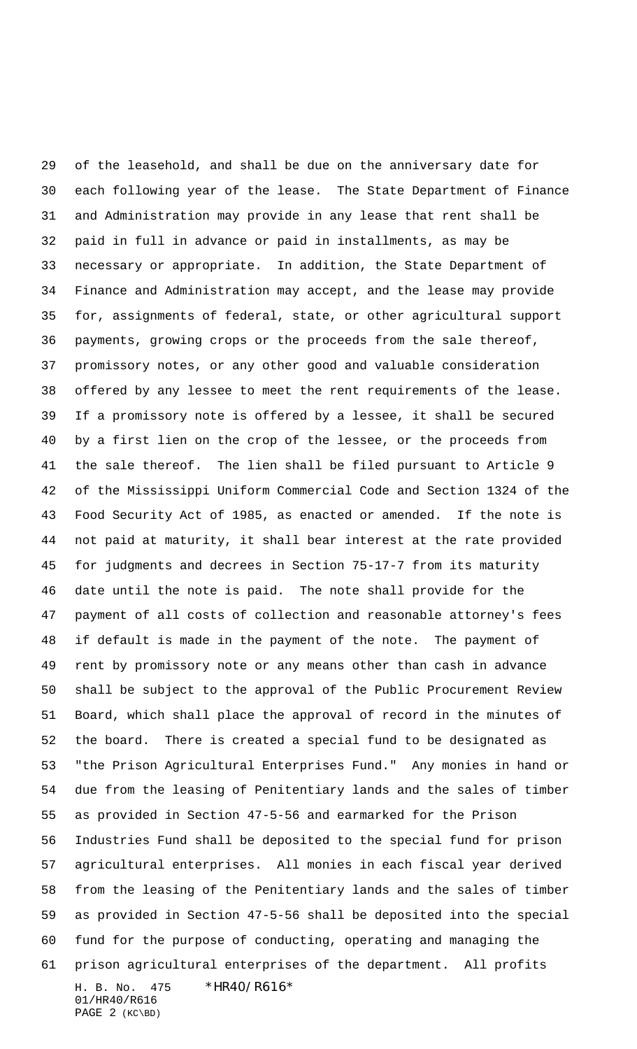of the leasehold, and shall be due on the anniversary date for each following year of the lease. The State Department of Finance and Administration may provide in any lease that rent shall be paid in full in advance or paid in installments, as may be necessary or appropriate. In addition, the State Department of Finance and Administration may accept, and the lease may provide for, assignments of federal, state, or other agricultural support payments, growing crops or the proceeds from the sale thereof, promissory notes, or any other good and valuable consideration offered by any lessee to meet the rent requirements of the lease. If a promissory note is offered by a lessee, it shall be secured by a first lien on the crop of the lessee, or the proceeds from the sale thereof. The lien shall be filed pursuant to Article 9 of the Mississippi Uniform Commercial Code and Section 1324 of the Food Security Act of 1985, as enacted or amended. If the note is not paid at maturity, it shall bear interest at the rate provided for judgments and decrees in Section 75-17-7 from its maturity date until the note is paid. The note shall provide for the payment of all costs of collection and reasonable attorney's fees if default is made in the payment of the note. The payment of rent by promissory note or any means other than cash in advance shall be subject to the approval of the Public Procurement Review Board, which shall place the approval of record in the minutes of the board. There is created a special fund to be designated as "the Prison Agricultural Enterprises Fund." Any monies in hand or due from the leasing of Penitentiary lands and the sales of timber as provided in Section 47-5-56 and earmarked for the Prison Industries Fund shall be deposited to the special fund for prison agricultural enterprises. All monies in each fiscal year derived from the leasing of the Penitentiary lands and the sales of timber as provided in Section 47-5-56 shall be deposited into the special fund for the purpose of conducting, operating and managing the prison agricultural enterprises of the department. All profits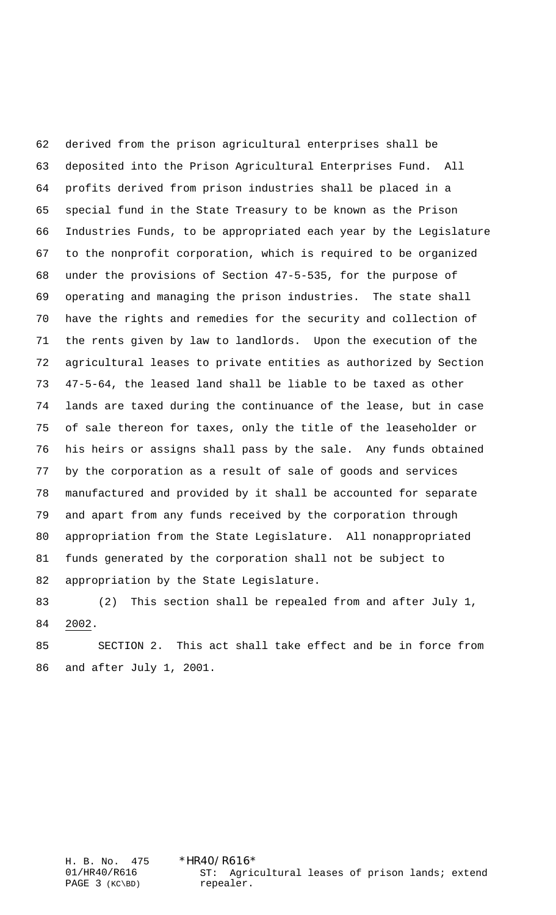derived from the prison agricultural enterprises shall be deposited into the Prison Agricultural Enterprises Fund. All profits derived from prison industries shall be placed in a special fund in the State Treasury to be known as the Prison Industries Funds, to be appropriated each year by the Legislature to the nonprofit corporation, which is required to be organized under the provisions of Section 47-5-535, for the purpose of operating and managing the prison industries. The state shall have the rights and remedies for the security and collection of the rents given by law to landlords. Upon the execution of the agricultural leases to private entities as authorized by Section 47-5-64, the leased land shall be liable to be taxed as other lands are taxed during the continuance of the lease, but in case of sale thereon for taxes, only the title of the leaseholder or his heirs or assigns shall pass by the sale. Any funds obtained by the corporation as a result of sale of goods and services manufactured and provided by it shall be accounted for separate and apart from any funds received by the corporation through appropriation from the State Legislature. All nonappropriated funds generated by the corporation shall not be subject to appropriation by the State Legislature.

(2) This section shall be repealed from and after July 1, 2002.

SECTION 2. This act shall take effect and be in force from and after July 1, 2001.